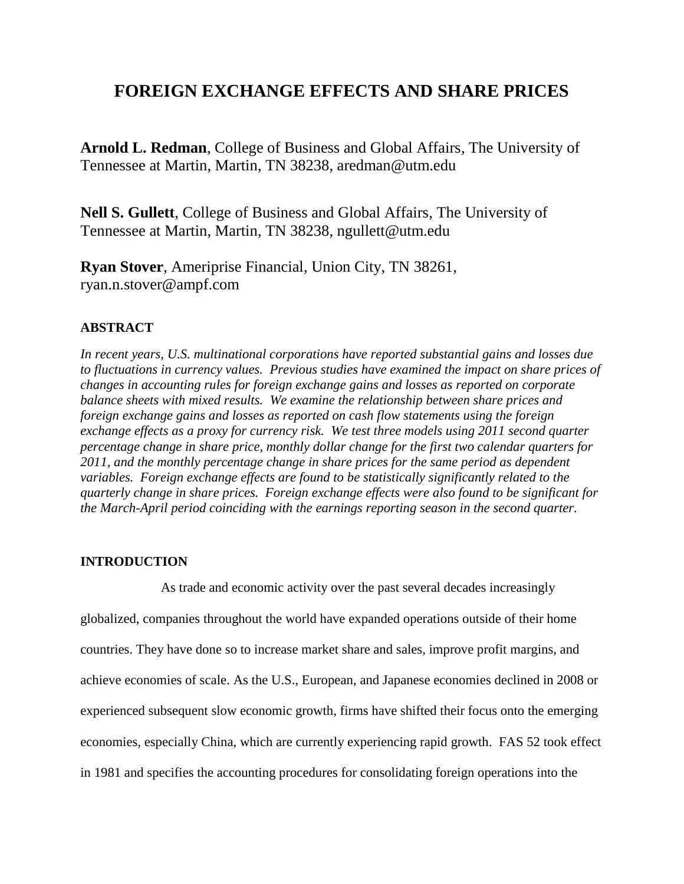# FOREIGN EXCHANGE EFFECTS AND SHARE PRICES

**Arnold L. Redman**, College of Business and Global Affairs, The University of Tennessee at Martin, Martin, TN 38238, aredman@utm.edu

**Nell S. Gullett**, College of Business and Global Affairs, The University of Tennessee at Martin, Martin, TN 38238, ngullett@utm.edu

**Ryan Stover**, Ameriprise Financial, Union City, TN 38261, ryan.n.stover@ampf.com

## ABSTRACT

*In recent years, U.S. multinational corporations have reported substantial gains and losses due to fluctuations in currency values. Previous studies have examined the impact on share prices of changes in accounting rules for foreign exchange gains and losses as reported on corporate balance sheets with mixed results. We examine the relationship between share prices and foreign exchange gains and losses as reported on cash flow statements using the foreign exchange effects as a proxy for currency risk. We test three models using 2011 second quarter percentage change in share price, monthly dollar change for the first two calendar quarters for 2011, and the monthly percentage change in share prices for the same period as dependent variables. Foreign exchange effects are found to be statistically significantly related to the quarterly change in share prices. Foreign exchange effects were also found to be significant for the March-April period coinciding with the earnings reporting season in the second quarter.*

## INTRODUCTION

As trade and economic activity over the past several decades increasingly globalized, companies throughout the world have expanded operations outside of their home countries. They have done so to increase market share and sales, improve profit margins, and achieve economies of scale. As the U.S., European, and Japanese economies declined in 2008 or experienced subsequent slow economic growth, firms have shifted their focus onto the emerging economies, especially China, which are currently experiencing rapid growth. FAS 52 took effect in 1981 and specifies the accounting procedures for consolidating foreign operations into the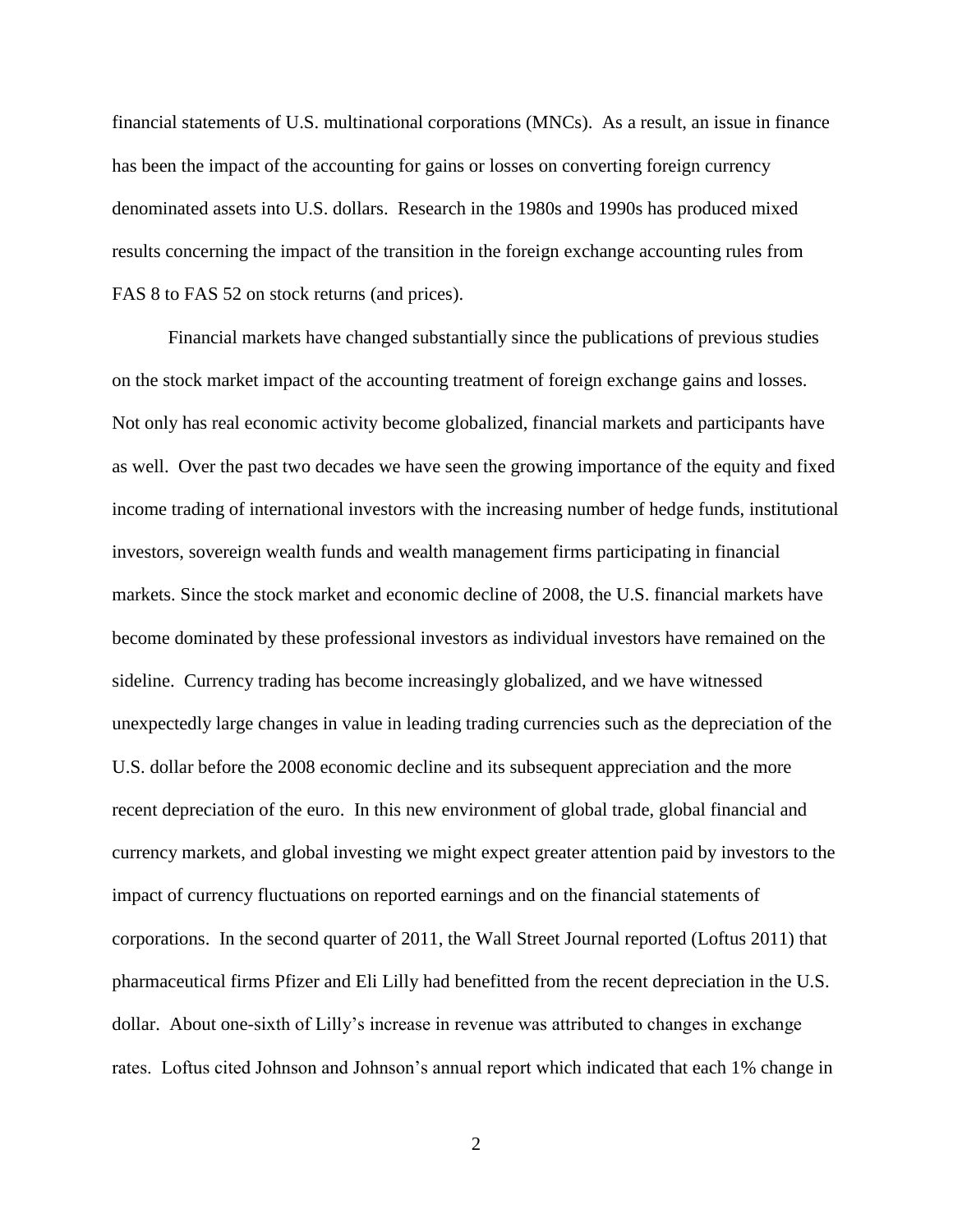financial statements of U.S. multinational corporations (MNCs). As a result, an issue in finance has been the impact of the accounting for gains or losses on converting foreign currency denominated assets into U.S. dollars. Research in the 1980s and 1990s has produced mixed results concerning the impact of the transition in the foreign exchange accounting rules from FAS 8 to FAS 52 on stock returns (and prices).

Financial markets have changed substantially since the publications of previous studies on the stock market impact of the accounting treatment of foreign exchange gains and losses. Not only has real economic activity become globalized, financial markets and participants have as well. Over the past two decades we have seen the growing importance of the equity and fixed income trading of international investors with the increasing number of hedge funds, institutional investors, sovereign wealth funds and wealth management firms participating in financial markets. Since the stock market and economic decline of 2008, the U.S. financial markets have become dominated by these professional investors as individual investors have remained on the sideline. Currency trading has become increasingly globalized, and we have witnessed unexpectedly large changes in value in leading trading currencies such as the depreciation of the U.S. dollar before the 2008 economic decline and its subsequent appreciation and the more recent depreciation of the euro. In this new environment of global trade, global financial and currency markets, and global investing we might expect greater attention paid by investors to the impact of currency fluctuations on reported earnings and on the financial statements of corporations. In the second quarter of 2011, the Wall Street Journal reported (Loftus 2011) that pharmaceutical firms Pfizer and Eli Lilly had benefitted from the recent depreciation in the U.S. dollar. About one-sixth of Lilly's increase in revenue was attributed to changes in exchange rates. Loftus cited Johnson and Johnson's annual report which indicated that each 1% change in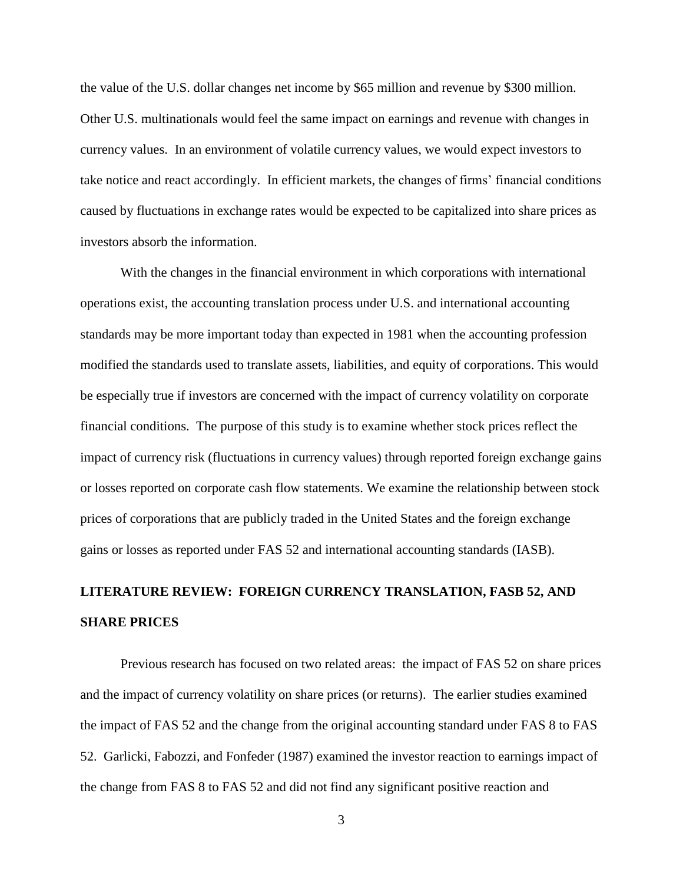the value of the U.S. dollar changes net income by $65 million and revenue by $300 million. Other U.S. multinationals would feel the same impact on earnings and revenue with changes in currency values. In an environment of volatile currency values, we would expect investors to take notice and react accordingly. In efficient markets, the changes of firms' financial conditions caused by fluctuations in exchange rates would be expected to be capitalized into share prices as investors absorb the information.

With the changes in the financial environment in which corporations with international operations exist, the accounting translation process under U.S. and international accounting standards may be more important today than expected in 1981 when the accounting profession modified the standards used to translate assets, liabilities, and equity of corporations. This would be especially true if investors are concerned with the impact of currency volatility on corporate financial conditions. The purpose of this study is to examine whether stock prices reflect the impact of currency risk (fluctuations in currency values) through reported foreign exchange gains or losses reported on corporate cash flow statements. We examine the relationship between stock prices of corporations that are publicly traded in the United States and the foreign exchange gains or losses as reported under FAS 52 and international accounting standards (IASB).

## LITERATURE REVIEW: FOREIGN CURRENCY TRANSLATION, FASB 52, AND SHARE PRICES

Previous research has focused on two related areas: the impact of FAS 52 on share prices and the impact of currency volatility on share prices (or returns). The earlier studies examined the impact of FAS 52 and the change from the original accounting standard under FAS 8 to FAS 52. Garlicki, Fabozzi, and Fonfeder (1987) examined the investor reaction to earnings impact of the change from FAS 8 to FAS 52 and did not find any significant positive reaction and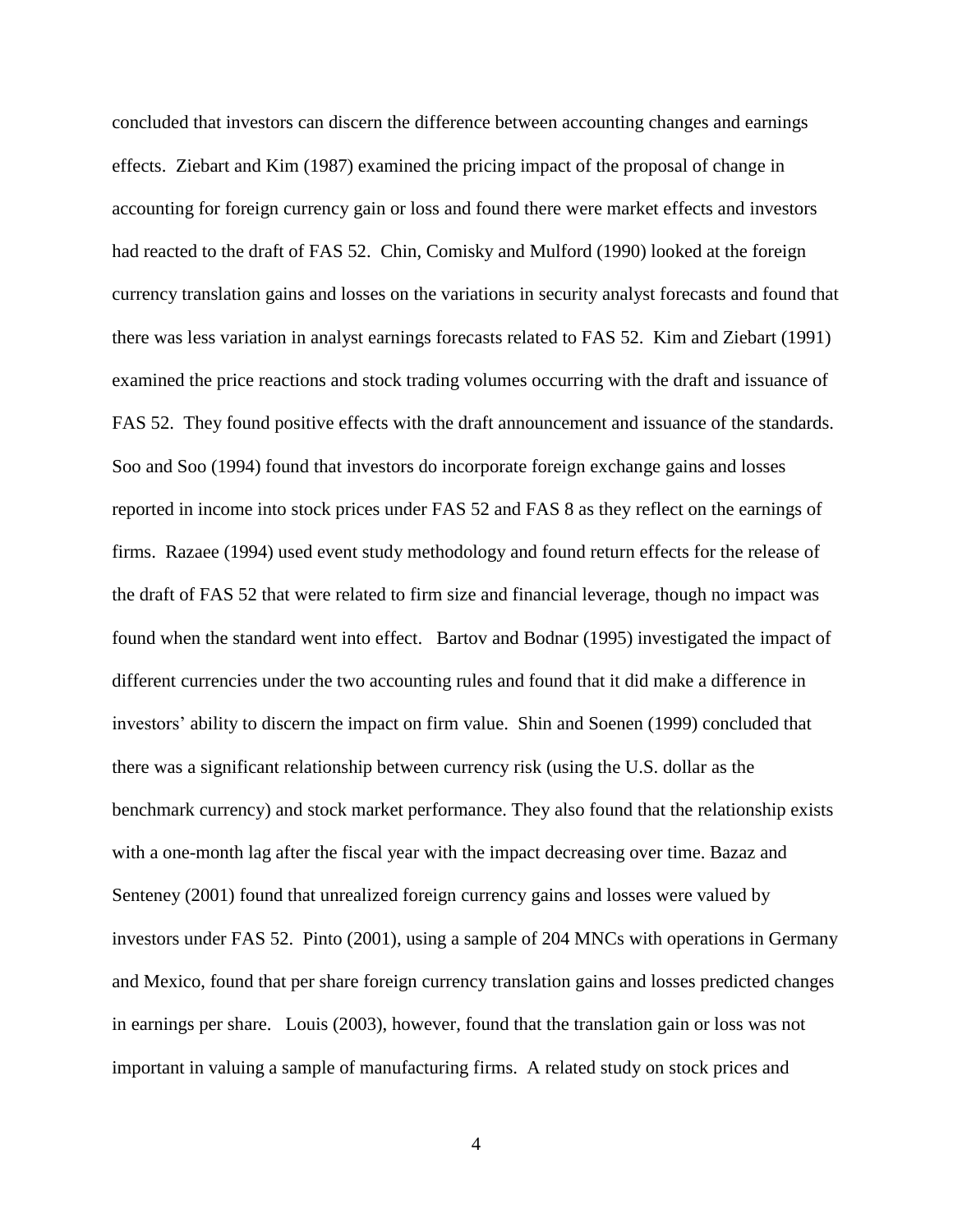concluded that investors can discern the difference between accounting changes and earnings effects. Ziebart and Kim (1987) examined the pricing impact of the proposal of change in accounting for foreign currency gain or loss and found there were market effects and investors had reacted to the draft of FAS 52. Chin, Comisky and Mulford (1990) looked at the foreign currency translation gains and losses on the variations in security analyst forecasts and found that there was less variation in analyst earnings forecasts related to FAS 52. Kim and Ziebart (1991) examined the price reactions and stock trading volumes occurring with the draft and issuance of FAS 52. They found positive effects with the draft announcement and issuance of the standards. Soo and Soo (1994) found that investors do incorporate foreign exchange gains and losses reported in income into stock prices under FAS 52 and FAS 8 as they reflect on the earnings of firms. Razaee (1994) used event study methodology and found return effects for the release of the draft of FAS 52 that were related to firm size and financial leverage, though no impact was found when the standard went into effect. Bartov and Bodnar (1995) investigated the impact of different currencies under the two accounting rules and found that it did make a difference in investors' ability to discern the impact on firm value. Shin and Soenen (1999) concluded that there was a significant relationship between currency risk (using the U.S. dollar as the benchmark currency) and stock market performance. They also found that the relationship exists with a one-month lag after the fiscal year with the impact decreasing over time. Bazaz and Senteney (2001) found that unrealized foreign currency gains and losses were valued by investors under FAS 52. Pinto (2001), using a sample of 204 MNCs with operations in Germany and Mexico, found that per share foreign currency translation gains and losses predicted changes in earnings per share. Louis (2003), however, found that the translation gain or loss was not important in valuing a sample of manufacturing firms. A related study on stock prices and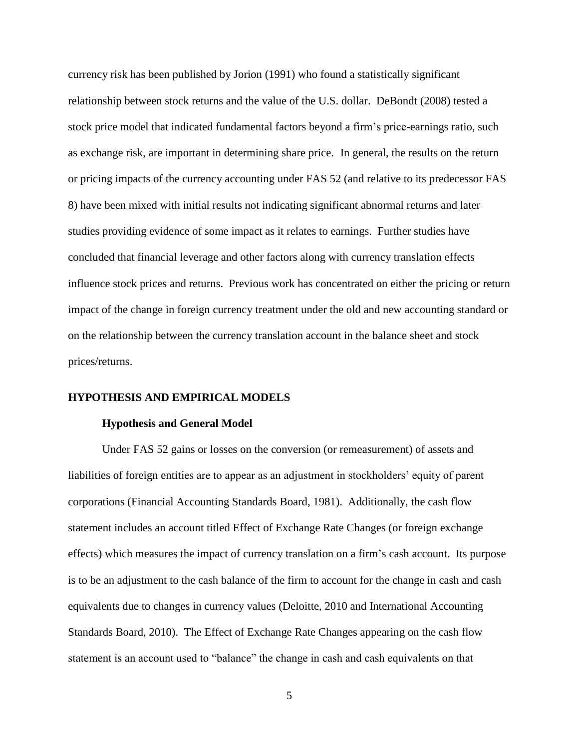currency risk has been published by Jorion (1991) who found a statistically significant relationship between stock returns and the value of the U.S. dollar. DeBondt (2008) tested a stock price model that indicated fundamental factors beyond a firm's price-earnings ratio, such as exchange risk, are important in determining share price. In general, the results on the return or pricing impacts of the currency accounting under FAS 52 (and relative to its predecessor FAS 8) have been mixed with initial results not indicating significant abnormal returns and later studies providing evidence of some impact as it relates to earnings. Further studies have concluded that financial leverage and other factors along with currency translation effects influence stock prices and returns. Previous work has concentrated on either the pricing or return impact of the change in foreign currency treatment under the old and new accounting standard or on the relationship between the currency translation account in the balance sheet and stock prices/returns.

## HYPOTHESIS AND EMPIRICAL MODELS

### Hypothesis and General Model

Under FAS 52 gains or losses on the conversion (or remeasurement) of assets and liabilities of foreign entities are to appear as an adjustment in stockholders' equity of parent corporations (Financial Accounting Standards Board, 1981). Additionally, the cash flow statement includes an account titled Effect of Exchange Rate Changes (or foreign exchange effects) which measures the impact of currency translation on a firm's cash account. Its purpose is to be an adjustment to the cash balance of the firm to account for the change in cash and cash equivalents due to changes in currency values (Deloitte, 2010 and International Accounting Standards Board, 2010). The Effect of Exchange Rate Changes appearing on the cash flow statement is an account used to "balance" the change in cash and cash equivalents on that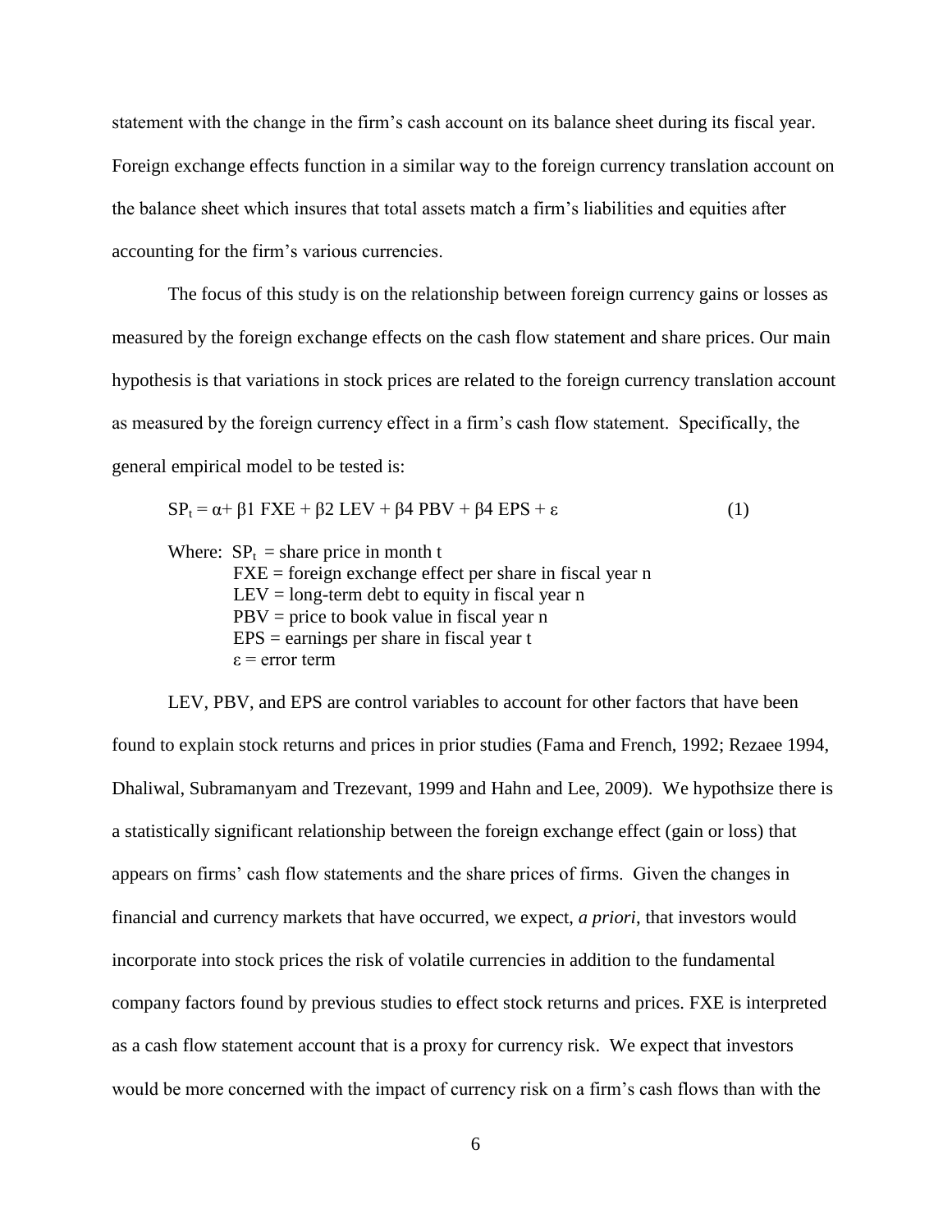statement with the change in the firm's cash account on its balance sheet during its fiscal year. Foreign exchange effects function in a similar way to the foreign currency translation account on the balance sheet which insures that total assets match a firm's liabilities and equities after accounting for the firm's various currencies.

The focus of this study is on the relationship between foreign currency gains or losses as measured by the foreign exchange effects on the cash flow statement and share prices. Our main hypothesis is that variations in stock prices are related to the foreign currency translation account as measured by the foreign currency effect in a firm's cash flow statement. Specifically, the general empirical model to be tested is:

$$SP_t = \alpha + \beta 1 \text{ FXE} + \beta 2 \text{ LEV} + \beta 4 \text{ PBV} + \beta 4 \text{ EPS} + \varepsilon \qquad (1)$$

Where: $SP_t$ = share price in month t
FXE = foreign exchange effect per share in fiscal year n
LEV = long-term debt to equity in fiscal year n
PBV = price to book value in fiscal year n
EPS = earnings per share in fiscal year t
$\varepsilon$ = error term

LEV, PBV, and EPS are control variables to account for other factors that have been found to explain stock returns and prices in prior studies (Fama and French, 1992; Rezaee 1994, Dhaliwal, Subramanyam and Trezevant, 1999 and Hahn and Lee, 2009). We hypothsize there is a statistically significant relationship between the foreign exchange effect (gain or loss) that appears on firms' cash flow statements and the share prices of firms. Given the changes in financial and currency markets that have occurred, we expect, *a priori*, that investors would incorporate into stock prices the risk of volatile currencies in addition to the fundamental company factors found by previous studies to effect stock returns and prices. FXE is interpreted as a cash flow statement account that is a proxy for currency risk. We expect that investors would be more concerned with the impact of currency risk on a firm's cash flows than with the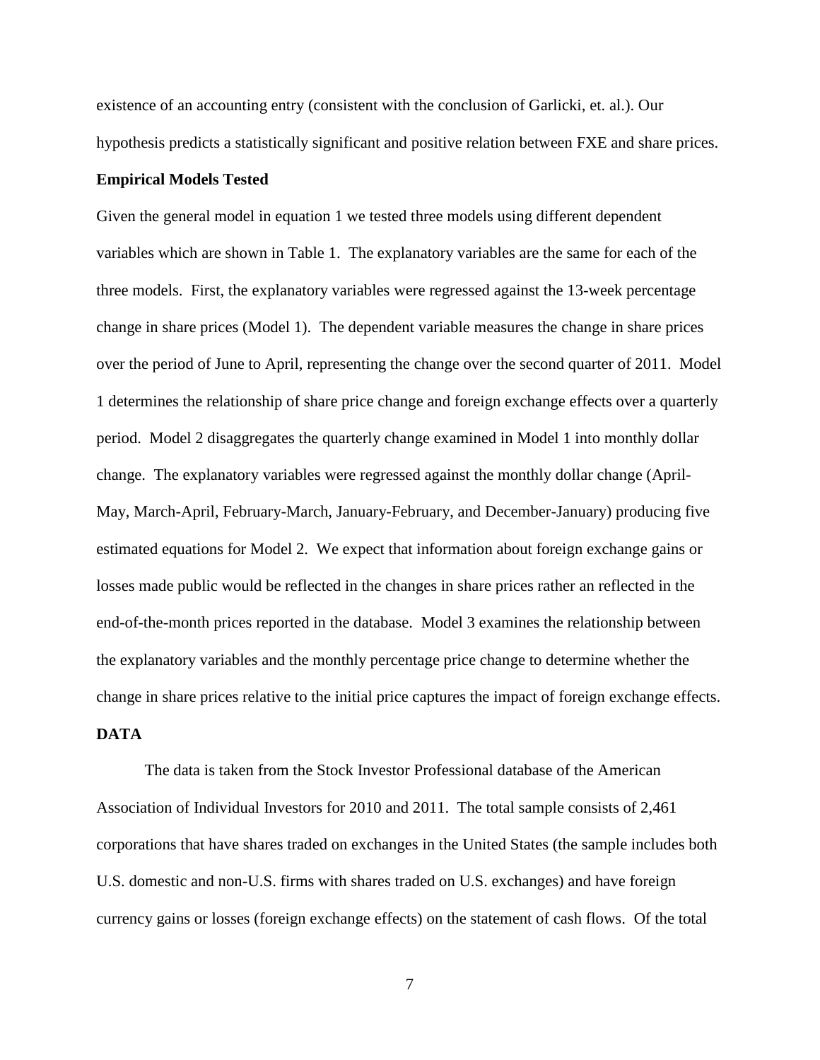existence of an accounting entry (consistent with the conclusion of Garlicki, et. al.). Our hypothesis predicts a statistically significant and positive relation between FXE and share prices.

**Empirical Models Tested**

Given the general model in equation 1 we tested three models using different dependent variables which are shown in Table 1. The explanatory variables are the same for each of the three models. First, the explanatory variables were regressed against the 13-week percentage change in share prices (Model 1). The dependent variable measures the change in share prices over the period of June to April, representing the change over the second quarter of 2011. Model 1 determines the relationship of share price change and foreign exchange effects over a quarterly period. Model 2 disaggregates the quarterly change examined in Model 1 into monthly dollar change. The explanatory variables were regressed against the monthly dollar change (April-May, March-April, February-March, January-February, and December-January) producing five estimated equations for Model 2. We expect that information about foreign exchange gains or losses made public would be reflected in the changes in share prices rather an reflected in the end-of-the-month prices reported in the database. Model 3 examines the relationship between the explanatory variables and the monthly percentage price change to determine whether the change in share prices relative to the initial price captures the impact of foreign exchange effects.

## DATA

The data is taken from the Stock Investor Professional database of the American Association of Individual Investors for 2010 and 2011. The total sample consists of 2,461 corporations that have shares traded on exchanges in the United States (the sample includes both U.S. domestic and non-U.S. firms with shares traded on U.S. exchanges) and have foreign currency gains or losses (foreign exchange effects) on the statement of cash flows. Of the total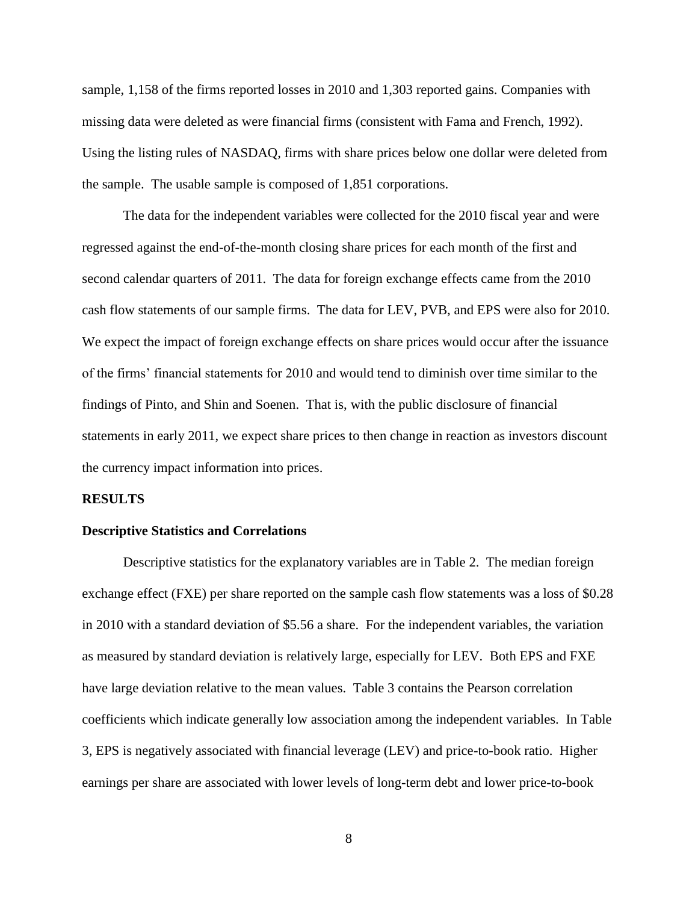sample, 1,158 of the firms reported losses in 2010 and 1,303 reported gains. Companies with missing data were deleted as were financial firms (consistent with Fama and French, 1992). Using the listing rules of NASDAQ, firms with share prices below one dollar were deleted from the sample. The usable sample is composed of 1,851 corporations.

The data for the independent variables were collected for the 2010 fiscal year and were regressed against the end-of-the-month closing share prices for each month of the first and second calendar quarters of 2011. The data for foreign exchange effects came from the 2010 cash flow statements of our sample firms. The data for LEV, PVB, and EPS were also for 2010. We expect the impact of foreign exchange effects on share prices would occur after the issuance of the firms' financial statements for 2010 and would tend to diminish over time similar to the findings of Pinto, and Shin and Soenen. That is, with the public disclosure of financial statements in early 2011, we expect share prices to then change in reaction as investors discount the currency impact information into prices.

## RESULTS

### Descriptive Statistics and Correlations

Descriptive statistics for the explanatory variables are in Table 2. The median foreign exchange effect (FXE) per share reported on the sample cash flow statements was a loss of $0.28 in 2010 with a standard deviation of $5.56 a share. For the independent variables, the variation as measured by standard deviation is relatively large, especially for LEV. Both EPS and FXE have large deviation relative to the mean values. Table 3 contains the Pearson correlation coefficients which indicate generally low association among the independent variables. In Table 3, EPS is negatively associated with financial leverage (LEV) and price-to-book ratio. Higher earnings per share are associated with lower levels of long-term debt and lower price-to-book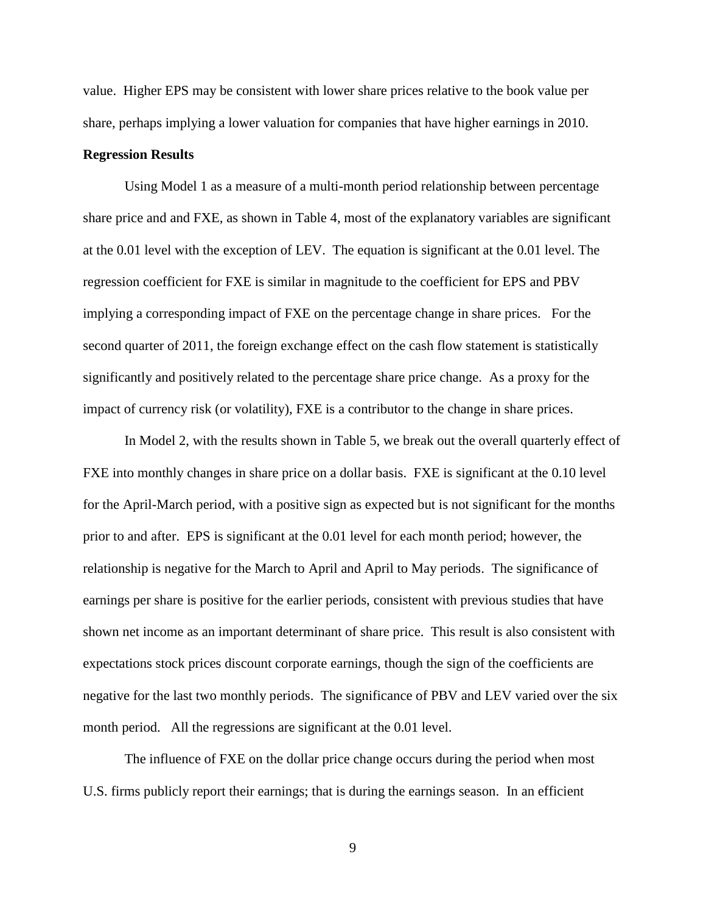value. Higher EPS may be consistent with lower share prices relative to the book value per share, perhaps implying a lower valuation for companies that have higher earnings in 2010.

**Regression Results**

Using Model 1 as a measure of a multi-month period relationship between percentage share price and and FXE, as shown in Table 4, most of the explanatory variables are significant at the 0.01 level with the exception of LEV. The equation is significant at the 0.01 level. The regression coefficient for FXE is similar in magnitude to the coefficient for EPS and PBV implying a corresponding impact of FXE on the percentage change in share prices. For the second quarter of 2011, the foreign exchange effect on the cash flow statement is statistically significantly and positively related to the percentage share price change. As a proxy for the impact of currency risk (or volatility), FXE is a contributor to the change in share prices.

In Model 2, with the results shown in Table 5, we break out the overall quarterly effect of FXE into monthly changes in share price on a dollar basis. FXE is significant at the 0.10 level for the April-March period, with a positive sign as expected but is not significant for the months prior to and after. EPS is significant at the 0.01 level for each month period; however, the relationship is negative for the March to April and April to May periods. The significance of earnings per share is positive for the earlier periods, consistent with previous studies that have shown net income as an important determinant of share price. This result is also consistent with expectations stock prices discount corporate earnings, though the sign of the coefficients are negative for the last two monthly periods. The significance of PBV and LEV varied over the six month period. All the regressions are significant at the 0.01 level.

The influence of FXE on the dollar price change occurs during the period when most U.S. firms publicly report their earnings; that is during the earnings season. In an efficient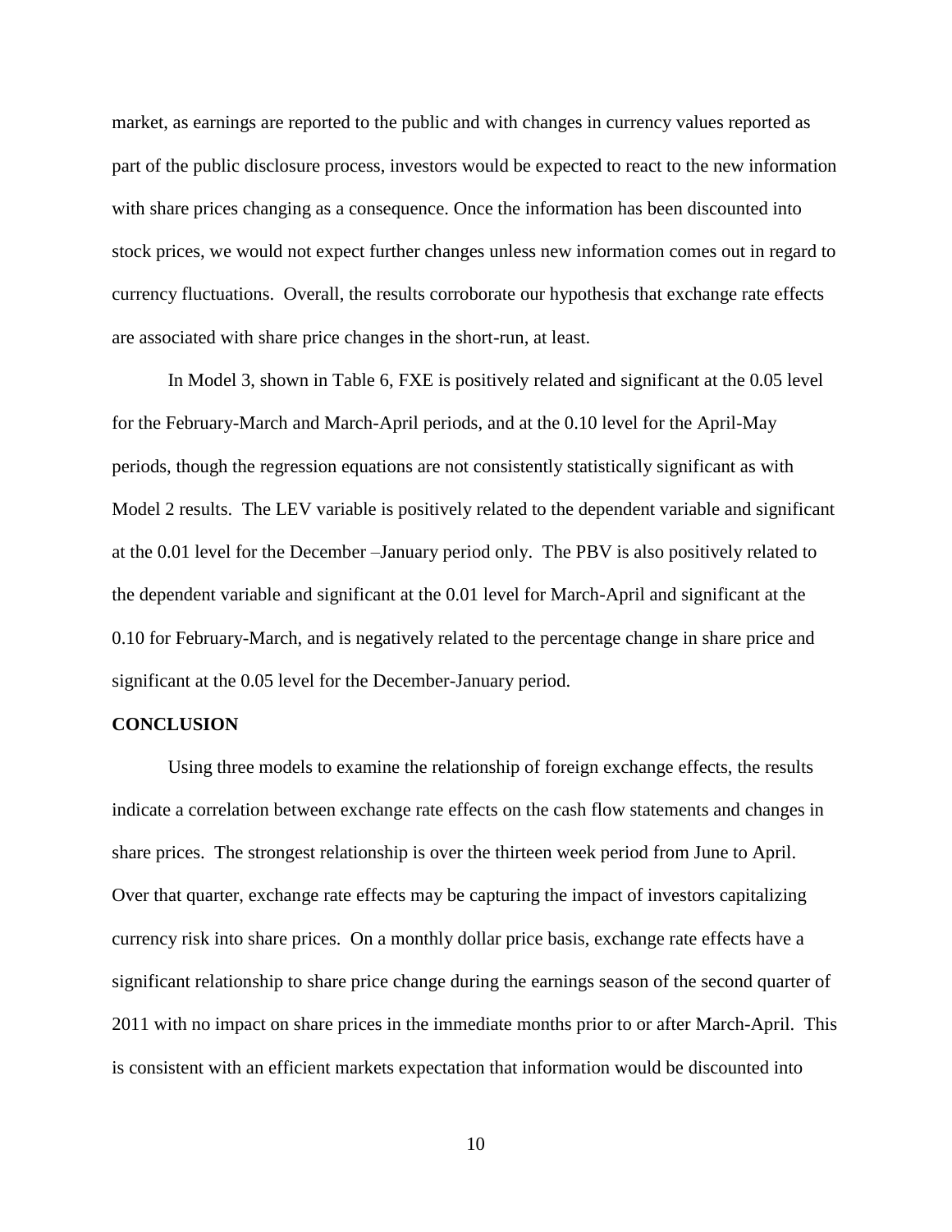market, as earnings are reported to the public and with changes in currency values reported as part of the public disclosure process, investors would be expected to react to the new information with share prices changing as a consequence. Once the information has been discounted into stock prices, we would not expect further changes unless new information comes out in regard to currency fluctuations. Overall, the results corroborate our hypothesis that exchange rate effects are associated with share price changes in the short-run, at least.

In Model 3, shown in Table 6, FXE is positively related and significant at the 0.05 level for the February-March and March-April periods, and at the 0.10 level for the April-May periods, though the regression equations are not consistently statistically significant as with Model 2 results. The LEV variable is positively related to the dependent variable and significant at the 0.01 level for the December –January period only. The PBV is also positively related to the dependent variable and significant at the 0.01 level for March-April and significant at the 0.10 for February-March, and is negatively related to the percentage change in share price and significant at the 0.05 level for the December-January period.

## CONCLUSION

Using three models to examine the relationship of foreign exchange effects, the results indicate a correlation between exchange rate effects on the cash flow statements and changes in share prices. The strongest relationship is over the thirteen week period from June to April. Over that quarter, exchange rate effects may be capturing the impact of investors capitalizing currency risk into share prices. On a monthly dollar price basis, exchange rate effects have a significant relationship to share price change during the earnings season of the second quarter of 2011 with no impact on share prices in the immediate months prior to or after March-April. This is consistent with an efficient markets expectation that information would be discounted into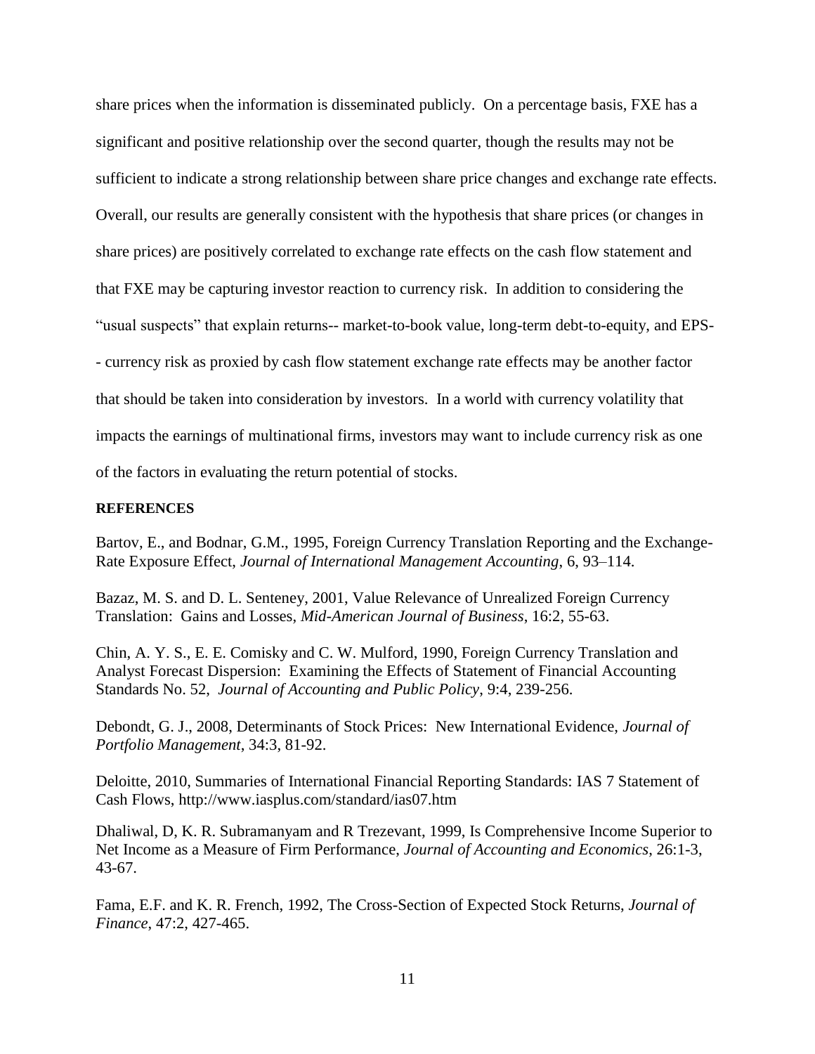share prices when the information is disseminated publicly. On a percentage basis, FXE has a significant and positive relationship over the second quarter, though the results may not be sufficient to indicate a strong relationship between share price changes and exchange rate effects. Overall, our results are generally consistent with the hypothesis that share prices (or changes in share prices) are positively correlated to exchange rate effects on the cash flow statement and that FXE may be capturing investor reaction to currency risk. In addition to considering the "usual suspects" that explain returns-- market-to-book value, long-term debt-to-equity, and EPS-- currency risk as proxied by cash flow statement exchange rate effects may be another factor that should be taken into consideration by investors. In a world with currency volatility that impacts the earnings of multinational firms, investors may want to include currency risk as one of the factors in evaluating the return potential of stocks.

**REFERENCES**

Bartov, E., and Bodnar, G.M., 1995, Foreign Currency Translation Reporting and the Exchange-Rate Exposure Effect, *Journal of International Management Accounting*, 6, 93–114.

Bazaz, M. S. and D. L. Senteney, 2001, Value Relevance of Unrealized Foreign Currency Translation: Gains and Losses, *Mid-American Journal of Business*, 16:2, 55-63.

Chin, A. Y. S., E. E. Comisky and C. W. Mulford, 1990, Foreign Currency Translation and Analyst Forecast Dispersion: Examining the Effects of Statement of Financial Accounting Standards No. 52, *Journal of Accounting and Public Policy*, 9:4, 239-256.

Debondt, G. J., 2008, Determinants of Stock Prices: New International Evidence, *Journal of Portfolio Management*, 34:3, 81-92.

Deloitte, 2010, Summaries of International Financial Reporting Standards: IAS 7 Statement of Cash Flows, http://www.iasplus.com/standard/ias07.htm

Dhaliwal, D, K. R. Subramanyam and R Trezevant, 1999, Is Comprehensive Income Superior to Net Income as a Measure of Firm Performance, *Journal of Accounting and Economics*, 26:1-3, 43-67.

Fama, E.F. and K. R. French, 1992, The Cross-Section of Expected Stock Returns, *Journal of Finance*, 47:2, 427-465.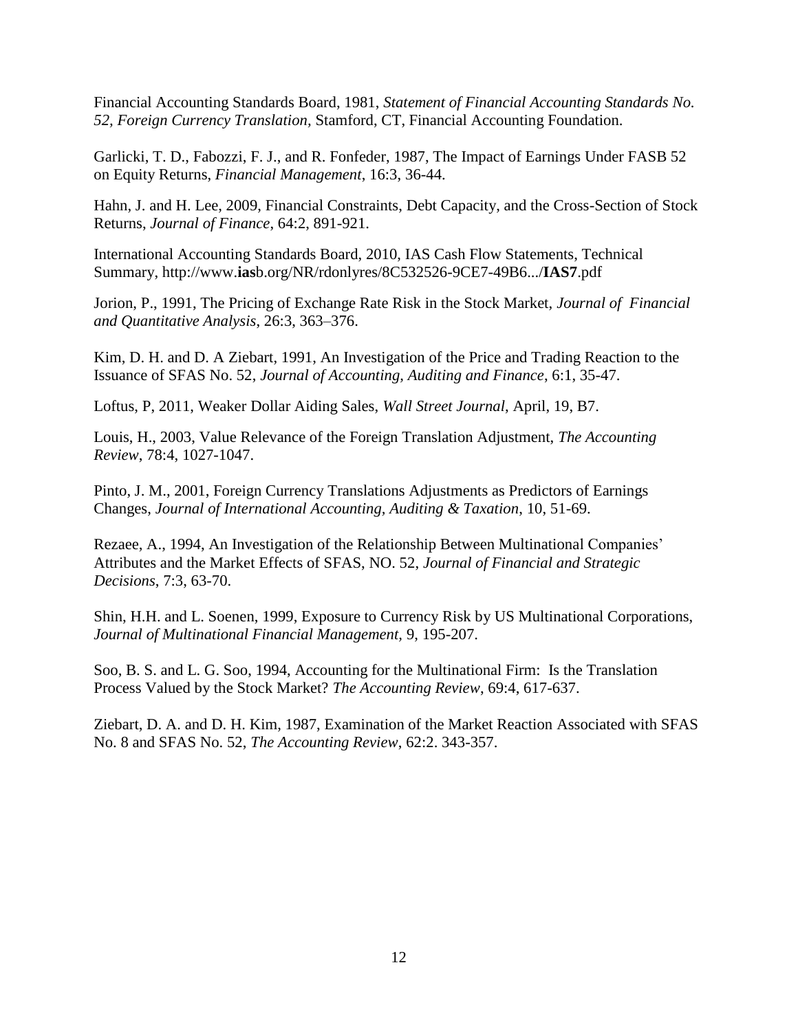Financial Accounting Standards Board, 1981, *Statement of Financial Accounting Standards No. 52, Foreign Currency Translation,* Stamford, CT, Financial Accounting Foundation.

Garlicki, T. D., Fabozzi, F. J., and R. Fonfeder, 1987, The Impact of Earnings Under FASB 52 on Equity Returns, *Financial Management*, 16:3, 36-44.

Hahn, J. and H. Lee, 2009, Financial Constraints, Debt Capacity, and the Cross-Section of Stock Returns, *Journal of Finance*, 64:2, 891-921.

International Accounting Standards Board, 2010, IAS Cash Flow Statements, Technical Summary, http://www.**ias**b.org/NR/rdonlyres/8C532526-9CE7-49B6.../**IAS7**.pdf

Jorion, P., 1991, The Pricing of Exchange Rate Risk in the Stock Market, *Journal of Financial and Quantitative Analysis*, 26:3, 363–376.

Kim, D. H. and D. A Ziebart, 1991, An Investigation of the Price and Trading Reaction to the Issuance of SFAS No. 52, *Journal of Accounting, Auditing and Finance*, 6:1, 35-47.

Loftus, P, 2011, Weaker Dollar Aiding Sales, *Wall Street Journal*, April, 19, B7.

Louis, H., 2003, Value Relevance of the Foreign Translation Adjustment, *The Accounting Review*, 78:4, 1027-1047.

Pinto, J. M., 2001, Foreign Currency Translations Adjustments as Predictors of Earnings Changes, *Journal of International Accounting, Auditing & Taxation*, 10, 51-69.

Rezaee, A., 1994, An Investigation of the Relationship Between Multinational Companies' Attributes and the Market Effects of SFAS, NO. 52, *Journal of Financial and Strategic Decisions*, 7:3, 63-70.

Shin, H.H. and L. Soenen, 1999, Exposure to Currency Risk by US Multinational Corporations, *Journal of Multinational Financial Management*, 9, 195-207.

Soo, B. S. and L. G. Soo, 1994, Accounting for the Multinational Firm: Is the Translation Process Valued by the Stock Market? *The Accounting Review*, 69:4, 617-637.

Ziebart, D. A. and D. H. Kim, 1987, Examination of the Market Reaction Associated with SFAS No. 8 and SFAS No. 52, *The Accounting Review*, 62:2. 343-357.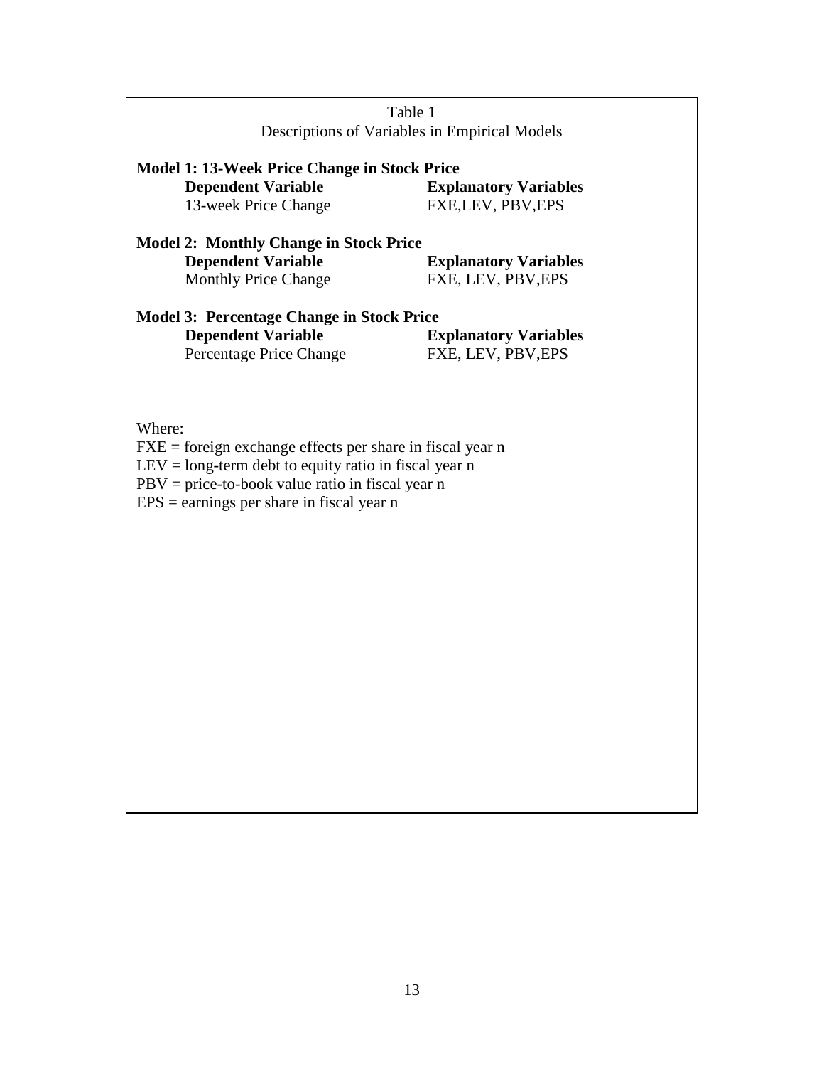Table 1

Descriptions of Variables in Empirical Models

**Model 1: 13-Week Price Change in Stock Price**

| **Dependent Variable** | **Explanatory Variables** |
|---|---|
| 13-week Price Change | FXE,LEV, PBV,EPS |

**Model 2: Monthly Change in Stock Price**

| **Dependent Variable** | **Explanatory Variables** |
|---|---|
| Monthly Price Change | FXE, LEV, PBV,EPS |

**Model 3: Percentage Change in Stock Price**

| **Dependent Variable** | **Explanatory Variables** |
|---|---|
| Percentage Price Change | FXE, LEV, PBV,EPS |

Where:

FXE = foreign exchange effects per share in fiscal year n

LEV = long-term debt to equity ratio in fiscal year n

PBV = price-to-book value ratio in fiscal year n

EPS = earnings per share in fiscal year n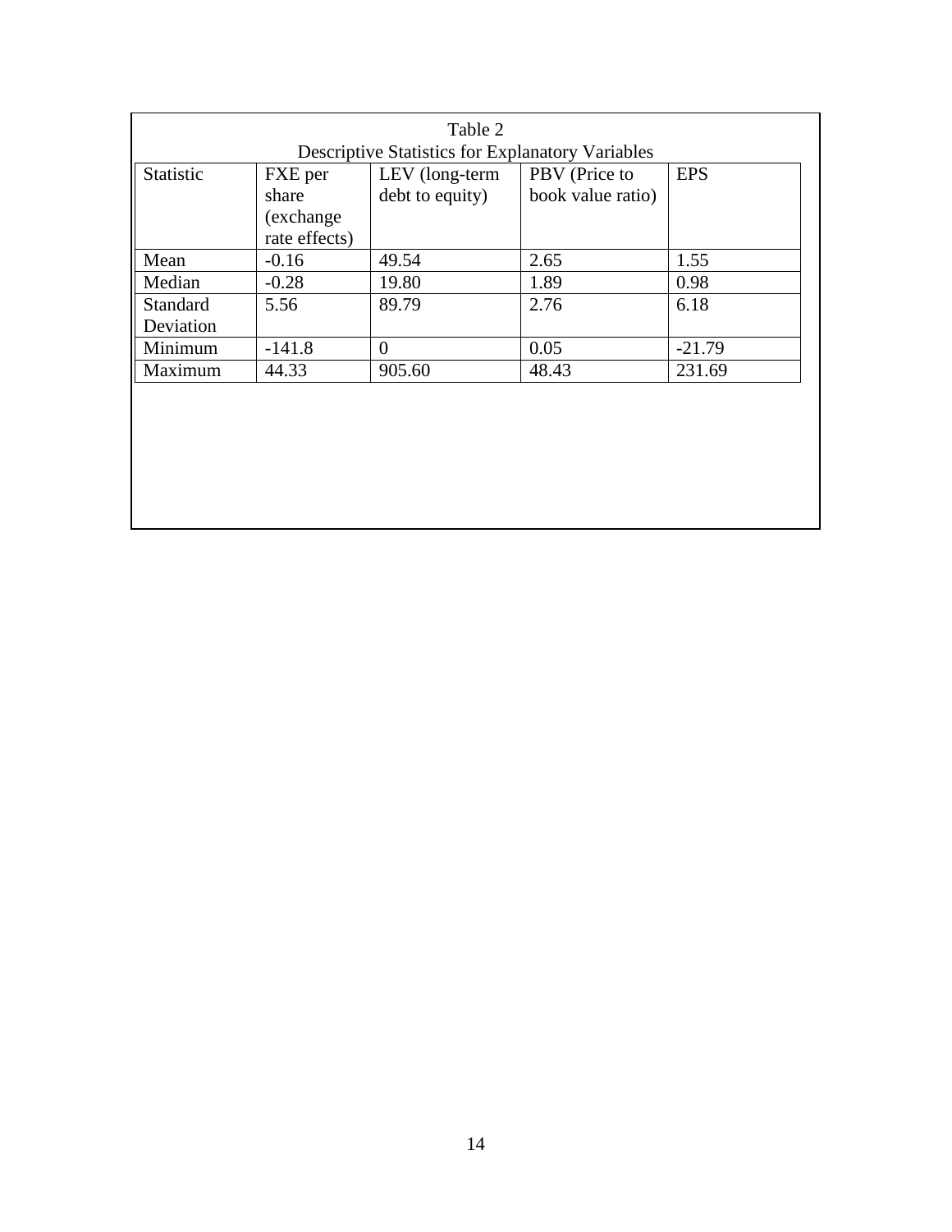Table 2

Descriptive Statistics for Explanatory Variables

| Statistic | FXE per share (exchange rate effects) | LEV (long-term debt to equity) | PBV (Price to book value ratio) | EPS |
|---|---|---|---|---|
| Mean | -0.16 | 49.54 | 2.65 | 1.55 |
| Median | -0.28 | 19.80 | 1.89 | 0.98 |
| Standard Deviation | 5.56 | 89.79 | 2.76 | 6.18 |
| Minimum | -141.8 | 0 | 0.05 | -21.79 |
| Maximum | 44.33 | 905.60 | 48.43 | 231.69 |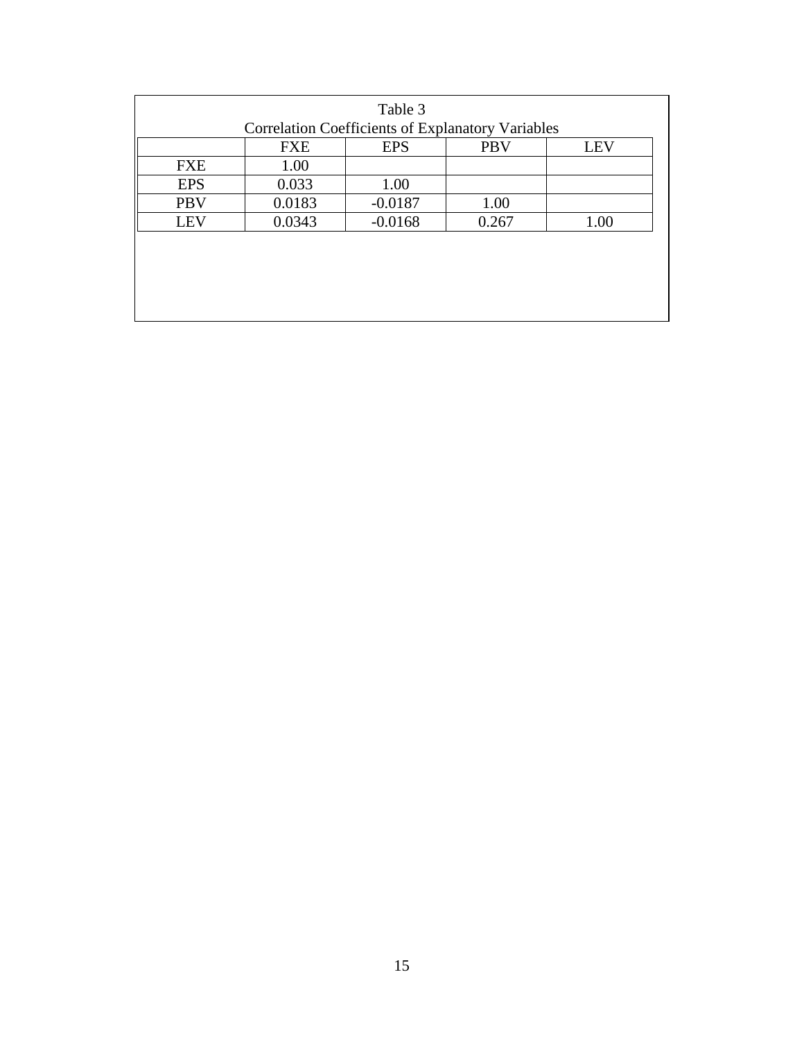Table 3

Correlation Coefficients of Explanatory Variables

| | FXE | EPS | PBV | LEV |
|---|---|---|---|---|
| FXE | 1.00 | | | |
| EPS | 0.033 | 1.00 | | |
| PBV | 0.0183 | -0.0187 | 1.00 | |
| LEV | 0.0343 | -0.0168 | 0.267 | 1.00 |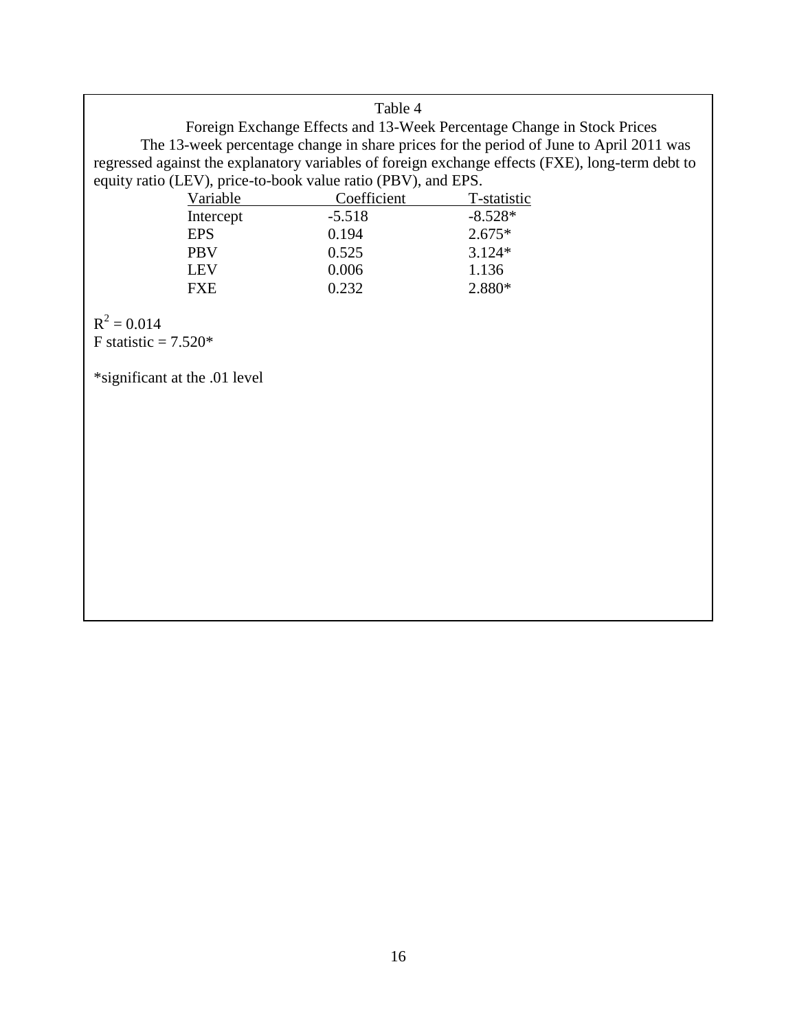Table 4

Foreign Exchange Effects and 13-Week Percentage Change in Stock Prices

The 13-week percentage change in share prices for the period of June to April 2011 was regressed against the explanatory variables of foreign exchange effects (FXE), long-term debt to equity ratio (LEV), price-to-book value ratio (PBV), and EPS.

| Variable | Coefficient | T-statistic |
|---|---|---|
| Intercept | -5.518 | -8.528* |
| EPS | 0.194 | 2.675* |
| PBV | 0.525 | 3.124* |
| LEV | 0.006 | 1.136 |
| FXE | 0.232 | 2.880* |

$R^2 = 0.014$
F statistic = 7.520*

*significant at the .01 level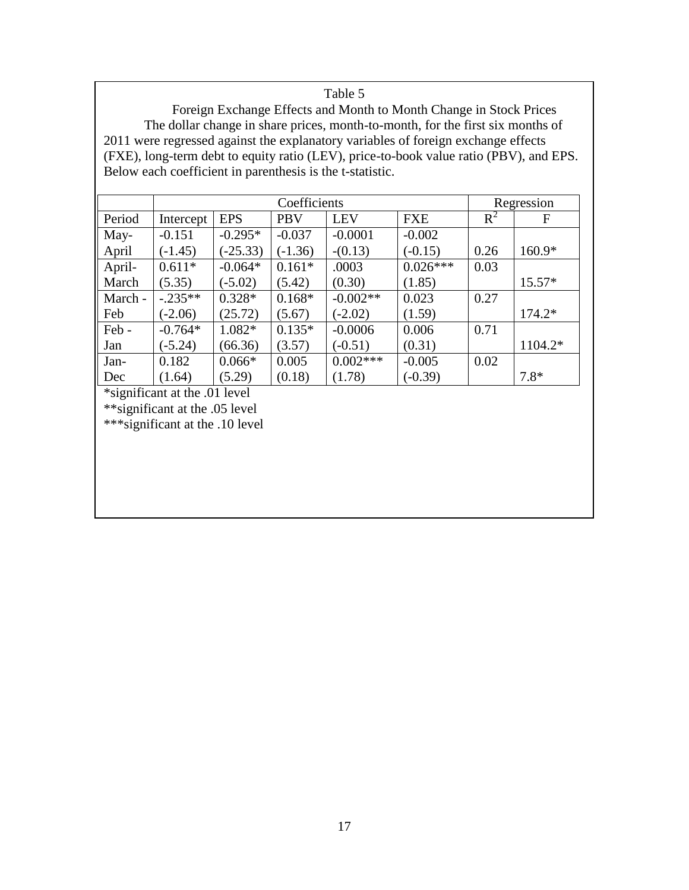Table 5

Foreign Exchange Effects and Month to Month Change in Stock Prices

The dollar change in share prices, month-to-month, for the first six months of 2011 were regressed against the explanatory variables of foreign exchange effects (FXE), long-term debt to equity ratio (LEV), price-to-book value ratio (PBV), and EPS. Below each coefficient in parenthesis is the t-statistic.

| | Coefficients | | | | | Regression | |
|---|---|---|---|---|---|---|---|
| Period | Intercept | EPS | PBV | LEV | FXE | $R^2$ | F |
| May-April | -0.151 (-1.45) | -0.295* (-25.33) | -0.037 (-1.36) | -0.0001 -(0.13) | -0.002 (-0.15) | 0.26 | 160.9* |
| April-March | 0.611* (5.35) | -0.064* (-5.02) | 0.161* (5.42) | .0003 (0.30) | 0.026*** (1.85) | 0.03 | 15.57* |
| March - Feb | -.235** (-2.06) | 0.328* (25.72) | 0.168* (5.67) | -0.002** (-2.02) | 0.023 (1.59) | 0.27 | 174.2* |
| Feb - Jan | -0.764* (-5.24) | 1.082* (66.36) | 0.135* (3.57) | -0.0006 (-0.51) | 0.006 (0.31) | 0.71 | 1104.2* |
| Jan-Dec | 0.182 (1.64) | 0.066* (5.29) | 0.005 (0.18) | 0.002*** (1.78) | -0.005 (-0.39) | 0.02 | 7.8* |

*significant at the .01 level

**significant at the .05 level

***significant at the .10 level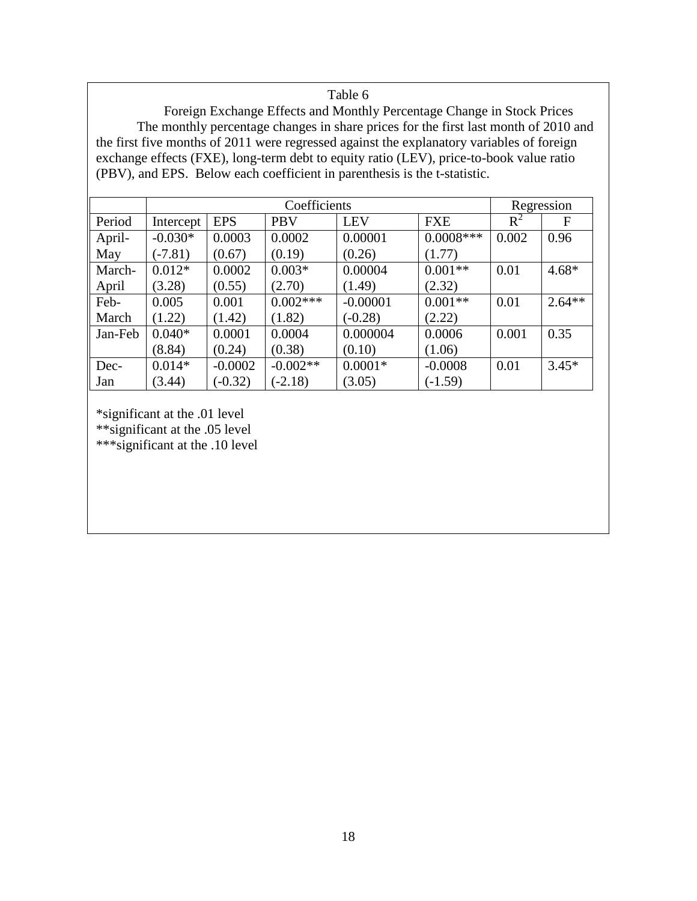Table 6

Foreign Exchange Effects and Monthly Percentage Change in Stock Prices

The monthly percentage changes in share prices for the first last month of 2010 and the first five months of 2011 were regressed against the explanatory variables of foreign exchange effects (FXE), long-term debt to equity ratio (LEV), price-to-book value ratio (PBV), and EPS. Below each coefficient in parenthesis is the t-statistic.

| | Coefficients | | | | | Regression | |
|---|---|---|---|---|---|---|---|
| Period | Intercept | EPS | PBV | LEV | FXE | $R^2$ | F |
| April-May | -0.030* (-7.81) | 0.0003 (0.67) | 0.0002 (0.19) | 0.00001 (0.26) | 0.0008*** (1.77) | 0.002 | 0.96 |
| March-April | 0.012* (3.28) | 0.0002 (0.55) | 0.003* (2.70) | 0.00004 (1.49) | 0.001** (2.32) | 0.01 | 4.68* |
| Feb-March | 0.005 (1.22) | 0.001 (1.42) | 0.002*** (1.82) | -0.00001 (-0.28) | 0.001** (2.22) | 0.01 | 2.64** |
| Jan-Feb | 0.040* (8.84) | 0.0001 (0.24) | 0.0004 (0.38) | 0.000004 (0.10) | 0.0006 (1.06) | 0.001 | 0.35 |
| Dec-Jan | 0.014* (3.44) | -0.0002 (-0.32) | -0.002** (-2.18) | 0.0001* (3.05) | -0.0008 (-1.59) | 0.01 | 3.45* |

*significant at the .01 level

**significant at the .05 level

***significant at the .10 level